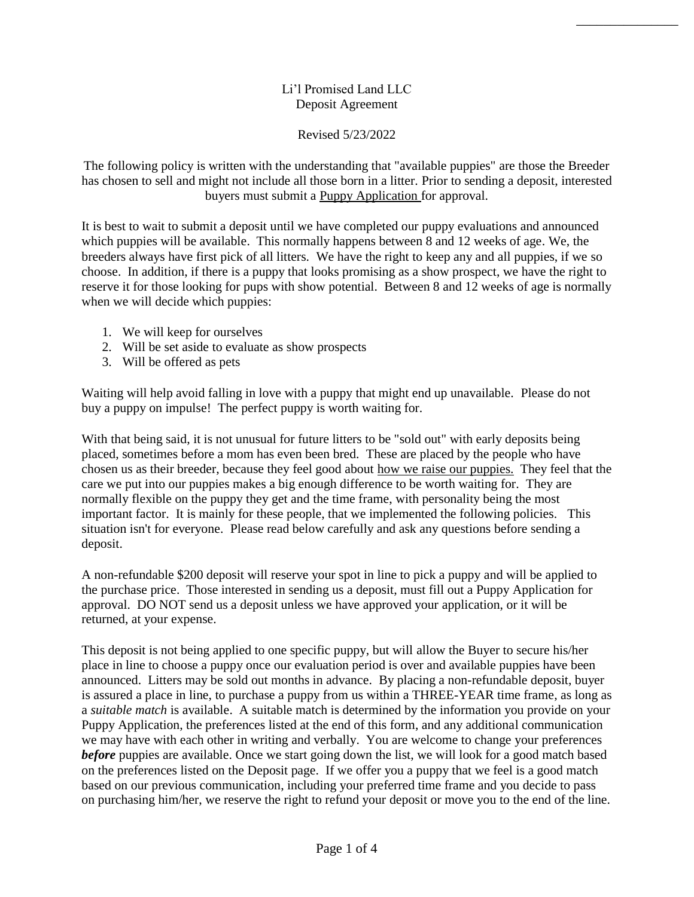# Li'l Promised Land LLC
## Deposit Agreement

Revised 5/23/2022

The following policy is written with the understanding that "available puppies" are those the Breeder has chosen to sell and might not include all those born in a litter. Prior to sending a deposit, interested buyers must submit a Puppy Application for approval.

It is best to wait to submit a deposit until we have completed our puppy evaluations and announced which puppies will be available. This normally happens between 8 and 12 weeks of age. We, the breeders always have first pick of all litters. We have the right to keep any and all puppies, if we so choose. In addition, if there is a puppy that looks promising as a show prospect, we have the right to reserve it for those looking for pups with show potential. Between 8 and 12 weeks of age is normally when we will decide which puppies:

1. We will keep for ourselves
2. Will be set aside to evaluate as show prospects
3. Will be offered as pets

Waiting will help avoid falling in love with a puppy that might end up unavailable. Please do not buy a puppy on impulse! The perfect puppy is worth waiting for.

With that being said, it is not unusual for future litters to be "sold out" with early deposits being placed, sometimes before a mom has even been bred. These are placed by the people who have chosen us as their breeder, because they feel good about how we raise our puppies. They feel that the care we put into our puppies makes a big enough difference to be worth waiting for. They are normally flexible on the puppy they get and the time frame, with personality being the most important factor. It is mainly for these people, that we implemented the following policies. This situation isn't for everyone. Please read below carefully and ask any questions before sending a deposit.

A non-refundable $200 deposit will reserve your spot in line to pick a puppy and will be applied to the purchase price. Those interested in sending us a deposit, must fill out a Puppy Application for approval. DO NOT send us a deposit unless we have approved your application, or it will be returned, at your expense.

This deposit is not being applied to one specific puppy, but will allow the Buyer to secure his/her place in line to choose a puppy once our evaluation period is over and available puppies have been announced. Litters may be sold out months in advance. By placing a non-refundable deposit, buyer is assured a place in line, to purchase a puppy from us within a THREE-YEAR time frame, as long as a *suitable match* is available. A suitable match is determined by the information you provide on your Puppy Application, the preferences listed at the end of this form, and any additional communication we may have with each other in writing and verbally. You are welcome to change your preferences ***before*** puppies are available. Once we start going down the list, we will look for a good match based on the preferences listed on the Deposit page. If we offer you a puppy that we feel is a good match based on our previous communication, including your preferred time frame and you decide to pass on purchasing him/her, we reserve the right to refund your deposit or move you to the end of the line.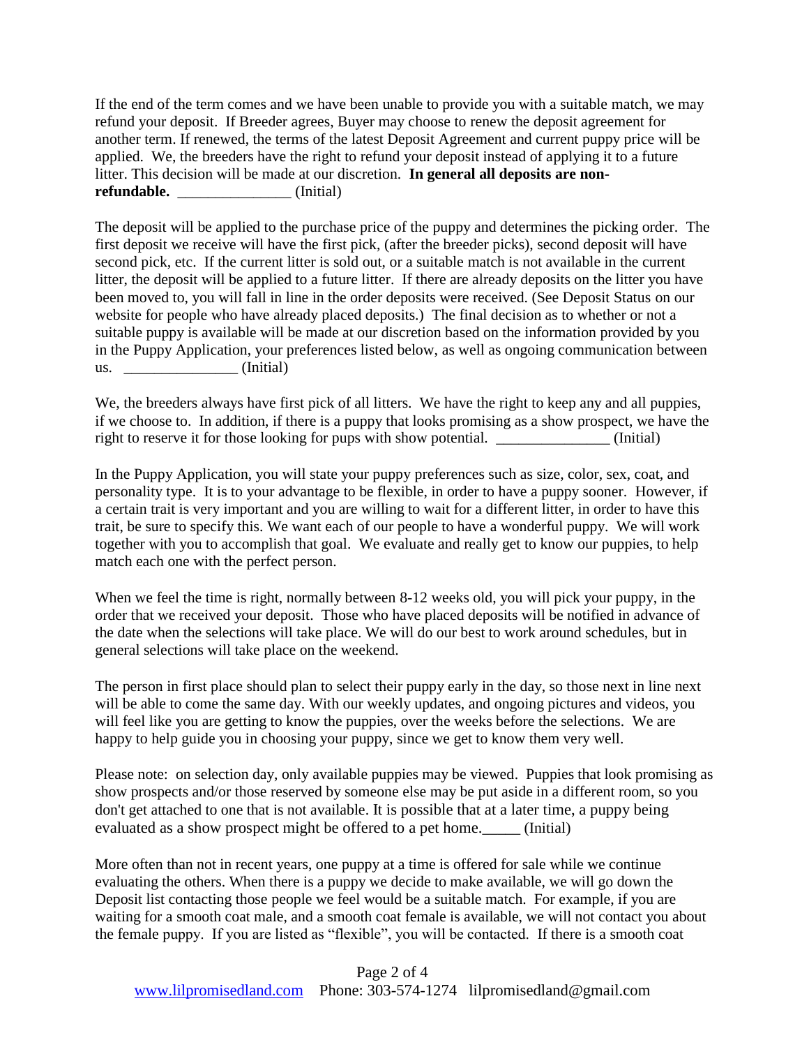If the end of the term comes and we have been unable to provide you with a suitable match, we may refund your deposit. If Breeder agrees, Buyer may choose to renew the deposit agreement for another term. If renewed, the terms of the latest Deposit Agreement and current puppy price will be applied. We, the breeders have the right to refund your deposit instead of applying it to a future litter. This decision will be made at our discretion. **In general all deposits are non-refundable.** _______________ (Initial)

The deposit will be applied to the purchase price of the puppy and determines the picking order. The first deposit we receive will have the first pick, (after the breeder picks), second deposit will have second pick, etc. If the current litter is sold out, or a suitable match is not available in the current litter, the deposit will be applied to a future litter. If there are already deposits on the litter you have been moved to, you will fall in line in the order deposits were received. (See Deposit Status on our website for people who have already placed deposits.) The final decision as to whether or not a suitable puppy is available will be made at our discretion based on the information provided by you in the Puppy Application, your preferences listed below, as well as ongoing communication between us. _______________ (Initial)

We, the breeders always have first pick of all litters. We have the right to keep any and all puppies, if we choose to. In addition, if there is a puppy that looks promising as a show prospect, we have the right to reserve it for those looking for pups with show potential. _______________ (Initial)

In the Puppy Application, you will state your puppy preferences such as size, color, sex, coat, and personality type. It is to your advantage to be flexible, in order to have a puppy sooner. However, if a certain trait is very important and you are willing to wait for a different litter, in order to have this trait, be sure to specify this. We want each of our people to have a wonderful puppy. We will work together with you to accomplish that goal. We evaluate and really get to know our puppies, to help match each one with the perfect person.

When we feel the time is right, normally between 8-12 weeks old, you will pick your puppy, in the order that we received your deposit. Those who have placed deposits will be notified in advance of the date when the selections will take place. We will do our best to work around schedules, but in general selections will take place on the weekend.

The person in first place should plan to select their puppy early in the day, so those next in line next will be able to come the same day. With our weekly updates, and ongoing pictures and videos, you will feel like you are getting to know the puppies, over the weeks before the selections. We are happy to help guide you in choosing your puppy, since we get to know them very well.

Please note: on selection day, only available puppies may be viewed. Puppies that look promising as show prospects and/or those reserved by someone else may be put aside in a different room, so you don't get attached to one that is not available. It is possible that at a later time, a puppy being evaluated as a show prospect might be offered to a pet home._____ (Initial)

More often than not in recent years, one puppy at a time is offered for sale while we continue evaluating the others. When there is a puppy we decide to make available, we will go down the Deposit list contacting those people we feel would be a suitable match. For example, if you are waiting for a smooth coat male, and a smooth coat female is available, we will not contact you about the female puppy. If you are listed as "flexible", you will be contacted. If there is a smooth coat

www.lilpromisedland.com Phone: 303-574-1274 lilpromisedland@gmail.com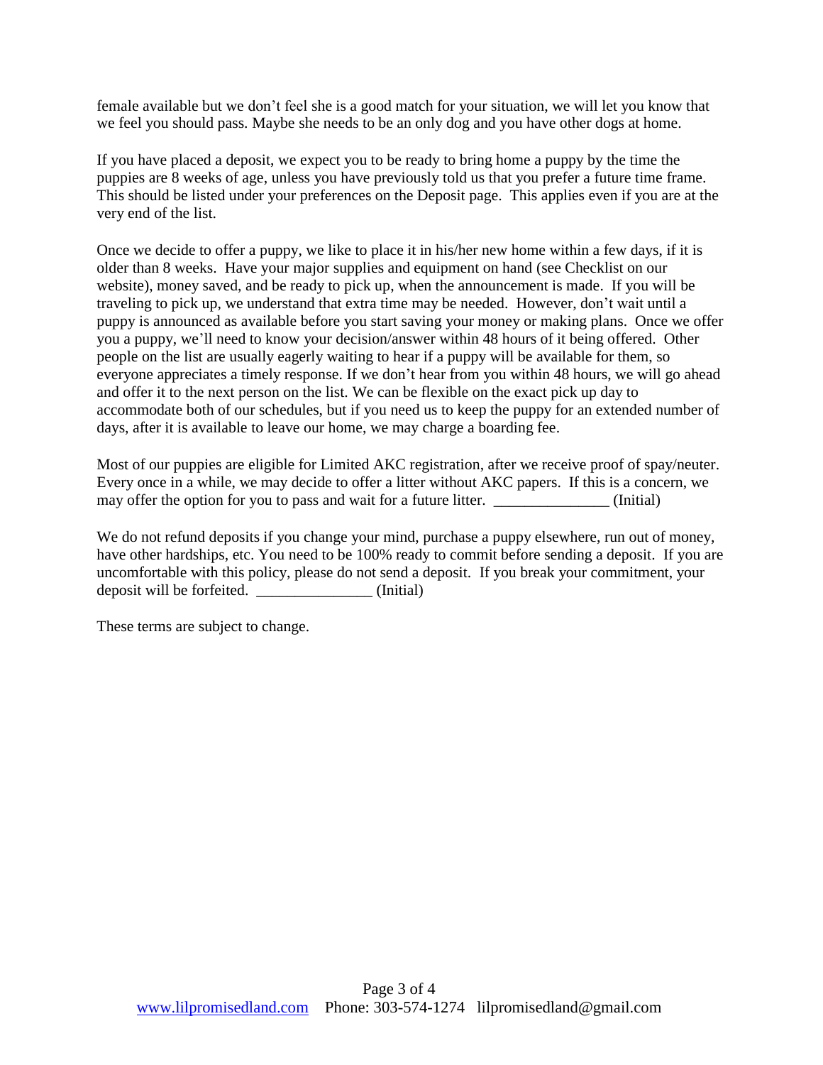female available but we don't feel she is a good match for your situation, we will let you know that we feel you should pass. Maybe she needs to be an only dog and you have other dogs at home.

If you have placed a deposit, we expect you to be ready to bring home a puppy by the time the puppies are 8 weeks of age, unless you have previously told us that you prefer a future time frame. This should be listed under your preferences on the Deposit page. This applies even if you are at the very end of the list.

Once we decide to offer a puppy, we like to place it in his/her new home within a few days, if it is older than 8 weeks. Have your major supplies and equipment on hand (see Checklist on our website), money saved, and be ready to pick up, when the announcement is made. If you will be traveling to pick up, we understand that extra time may be needed. However, don't wait until a puppy is announced as available before you start saving your money or making plans. Once we offer you a puppy, we'll need to know your decision/answer within 48 hours of it being offered. Other people on the list are usually eagerly waiting to hear if a puppy will be available for them, so everyone appreciates a timely response. If we don't hear from you within 48 hours, we will go ahead and offer it to the next person on the list. We can be flexible on the exact pick up day to accommodate both of our schedules, but if you need us to keep the puppy for an extended number of days, after it is available to leave our home, we may charge a boarding fee.

Most of our puppies are eligible for Limited AKC registration, after we receive proof of spay/neuter. Every once in a while, we may decide to offer a litter without AKC papers. If this is a concern, we may offer the option for you to pass and wait for a future litter. _______________ (Initial)

We do not refund deposits if you change your mind, purchase a puppy elsewhere, run out of money, have other hardships, etc. You need to be 100% ready to commit before sending a deposit. If you are uncomfortable with this policy, please do not send a deposit. If you break your commitment, your deposit will be forfeited. _______________ (Initial)

These terms are subject to change.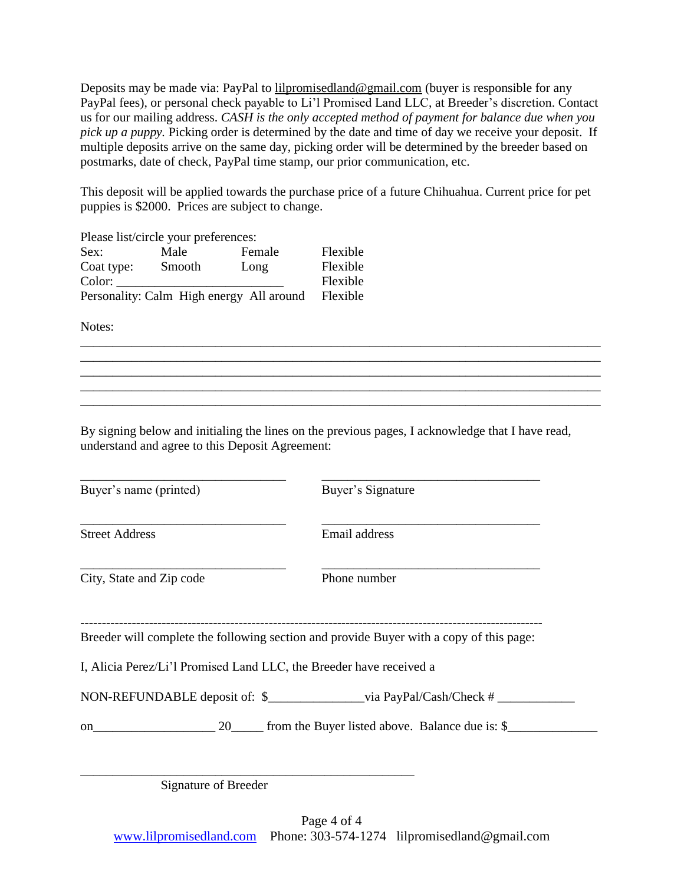Deposits may be made via: PayPal to lilpromisedland@gmail.com (buyer is responsible for any PayPal fees), or personal check payable to Li'l Promised Land LLC, at Breeder's discretion. Contact us for our mailing address. *CASH is the only accepted method of payment for balance due when you pick up a puppy.* Picking order is determined by the date and time of day we receive your deposit. If multiple deposits arrive on the same day, picking order will be determined by the breeder based on postmarks, date of check, PayPal time stamp, our prior communication, etc.

This deposit will be applied towards the purchase price of a future Chihuahua. Current price for pet puppies is $2000. Prices are subject to change.

Please list/circle your preferences:

| | | | |
|---|---|---|---|
| Sex: | Male | Female | Flexible |
| Coat type: | Smooth | Long | Flexible |
| Color: ___________________________ | | | Flexible |
| Personality: Calm | High energy | All around | Flexible |

Notes:

_______________________________________________________________________________
_______________________________________________________________________________
_______________________________________________________________________________
_______________________________________________________________________________
_______________________________________________________________________________

By signing below and initialing the lines on the previous pages, I acknowledge that I have read, understand and agree to this Deposit Agreement:

| | |
|---|---|
| _________________________________ | ___________________________________ |
| Buyer's name (printed) | Buyer's Signature |
| _________________________________ | ___________________________________ |
| Street Address | Email address |
| _________________________________ | ___________________________________ |
| City, State and Zip code | Phone number |

---------------------------------------------------------------------------------------------------------

Breeder will complete the following section and provide Buyer with a copy of this page:

I, Alicia Perez/Li'l Promised Land LLC, the Breeder have received a

NON-REFUNDABLE deposit of: $_______________via PayPal/Cash/Check # ____________

on___________________ 20_____ from the Buyer listed above. Balance due is: $______________

_____________________________________________________
Signature of Breeder

www.lilpromisedland.com Phone: 303-574-1274 lilpromisedland@gmail.com